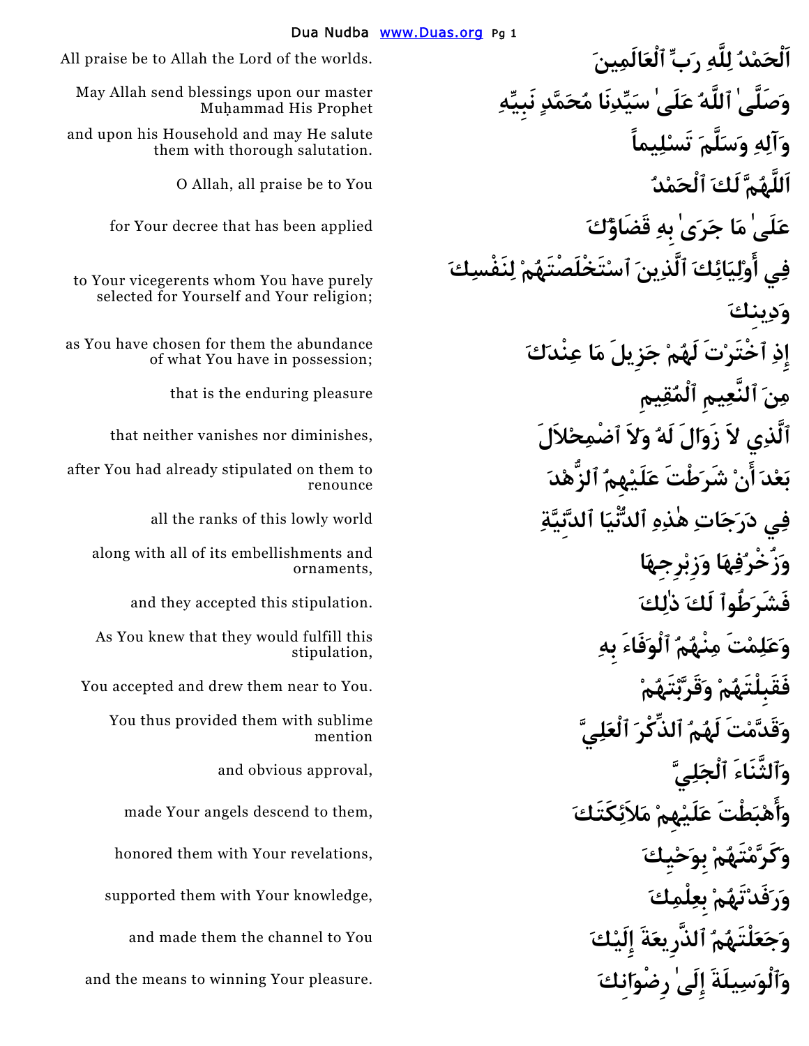اَلْحَمْدُ لِلَّهِ رَبِّ ٱلْعَالَمِينَ

All praise be to Allah the Lord of the worlds.

وَصَلَّىٰ ٱللَّهُ عَلَىٰ سَيِّدِنَا مُحَمَّدٍ نَبِيِّهِ

May Allah send blessings upon our master Muḥammad His Prophet

وَآلِهِ وَسَلَّمَ تَسْلِيماً

and upon his Household and may He salute them with thorough salutation.

اَللَّهُمَّ لَكَ ٱلْحَمْدُ

O Allah, all praise be to You

عَلَىٰ مَا جَرَىٰ بِهِ قَضَاؤُكَ

for Your decree that has been applied

فِي أَوْلِيَائِكَ ٱلَّذِينَ ٱسْتَخْلَصْتَهُمْ لِنَفْسِكَ وَدِينِكَ

to Your vicegerents whom You have purely selected for Yourself and Your religion;

إِذِ ٱخْتَرْتَ لَهُمْ جَزِيلَ مَا عِنْدَكَ

as You have chosen for them the abundance of what You have in possession;

مِنَ ٱلنَّعِيمِ ٱلْمُقِيمِ

that is the enduring pleasure

ٱلَّذِي لاَ زَوَالَ لَهُ وَلاَ ٱضْمِحْلاَلَ

that neither vanishes nor diminishes,

بَعْدَ أَنْ شَرَطْتَ عَلَيْهِمُ ٱلزُّهْدَ

after You had already stipulated on them to renounce

فِي دَرَجَاتِ هٰذِهِ ٱلدُّنْيَا ٱلدَّنِيَّةِ

all the ranks of this lowly world

وَزُخْرُفِهَا وَزِبْرِجِهَا

along with all of its embellishments and ornaments,

فَشَرَطُوا لَكَ ذٰلِكَ

and they accepted this stipulation.

وَعَلِمْتَ مِنْهُمُ ٱلْوَفَاءَ بِهِ

As You knew that they would fulfill this stipulation,

فَقَبِلْتَهُمْ وَقَرَّبْتَهُمْ

You accepted and drew them near to You.

وَقَدَّمْتَ لَهُمُ ٱلذِّكْرَ ٱلْعَلِيَّ

You thus provided them with sublime mention

وَٱلثَّنَاءَ ٱلْجَلِيَّ

and obvious approval,

وَأَهْبَطْتَ عَلَيْهِمْ مَلاَئِكَتَكَ

made Your angels descend to them,

وَكَرَّمْتَهُمْ بِوَحْيِكَ

honored them with Your revelations,

وَرَفَدْتَهُمْ بِعِلْمِكَ

supported them with Your knowledge,

وَجَعَلْتَهُمُ ٱلذَّرِيعَةَ إِلَيْكَ

and made them the channel to You

وَٱلْوَسِيلَةَ إِلَىٰ رِضْوَانِكَ

and the means to winning Your pleasure.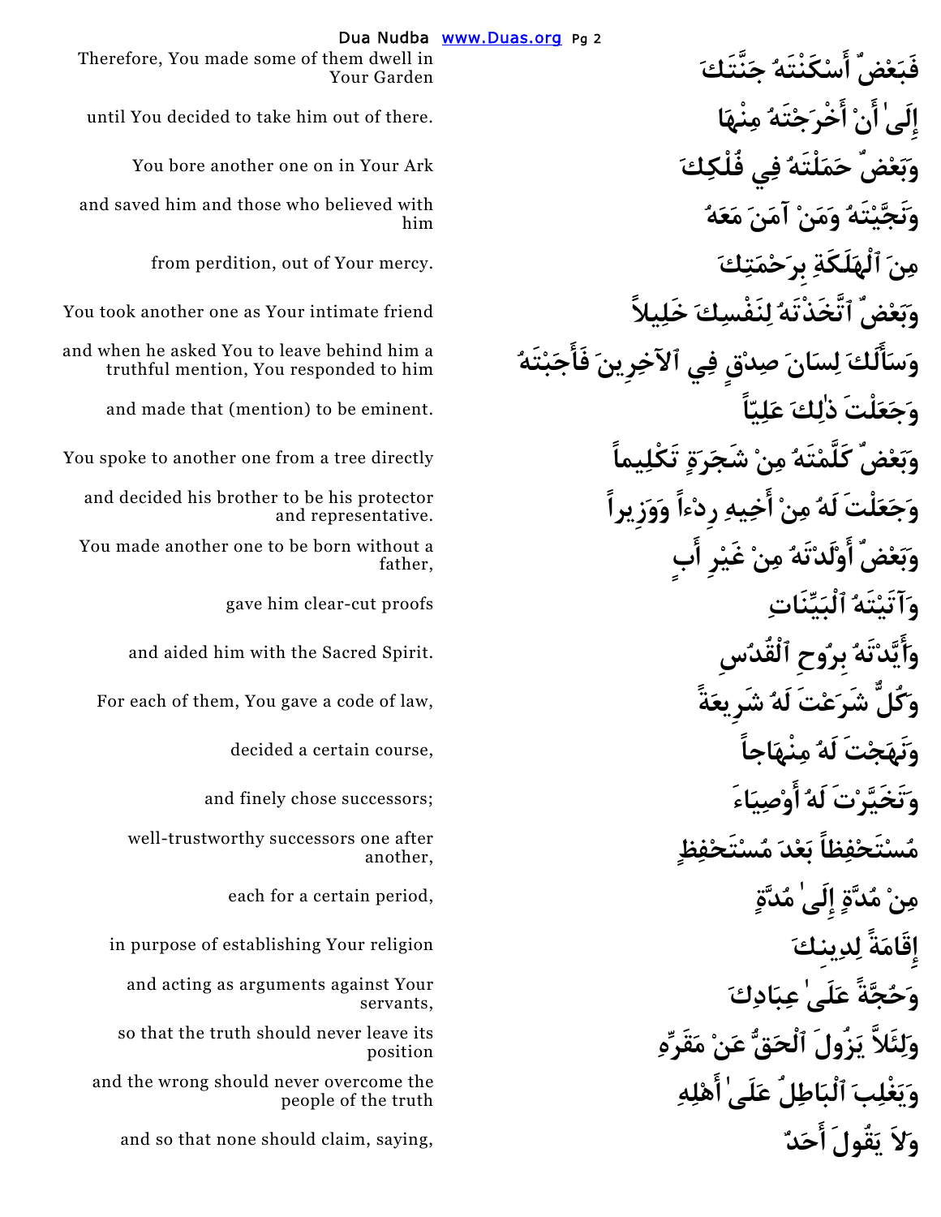| | |
|---|---|
| فَبَعْضٌ أَسْكَنْتَهُ جَنَّتَكَ | Therefore, You made some of them dwell in Your Garden |
| إِلَىٰ أَنْ أَخْرَجْتَهُ مِنْهَا | until You decided to take him out of there. |
| وَبَعْضٌ حَمَلْتَهُ فِي فُلْكِكَ | You bore another one on in Your Ark |
| وَنَجَّيْتَهُ وَمَنْ آمَنَ مَعَهُ | and saved him and those who believed with him |
| مِنَ ٱلْهَلَكَةِ بِرَحْمَتِكَ | from perdition, out of Your mercy. |
| وَبَعْضٌ ٱتَّخَذْتَهُ لِنَفْسِكَ خَلِيلاً | You took another one as Your intimate friend |
| وَسَأَلَكَ لِسَانَ صِدْقٍ فِي ٱلآخِرِينَ فَأَجَبْتَهُ | and when he asked You to leave behind him a truthful mention, You responded to him |
| وَجَعَلْتَ ذٰلِكَ عَلِيّاً | and made that (mention) to be eminent. |
| وَبَعْضٌ كَلَّمْتَهُ مِنْ شَجَرَةٍ تَكْلِيماً | You spoke to another one from a tree directly |
| وَجَعَلْتَ لَهُ مِنْ أَخِيهِ رِدْءاً وَوَزِيراً | and decided his brother to be his protector and representative. |
| وَبَعْضٌ أَوْلَدْتَهُ مِنْ غَيْرِ أَبٍ | You made another one to be born without a father, |
| وَآتَيْتَهُ ٱلْبَيِّنَاتِ | gave him clear-cut proofs |
| وَأَيَّدْتَهُ بِرُوحِ ٱلْقُدُسِ | and aided him with the Sacred Spirit. |
| وَكُلٌّ شَرَعْتَ لَهُ شَرِيعَةً | For each of them, You gave a code of law, |
| وَنَهَجْتَ لَهُ مِنْهَاجاً | decided a certain course, |
| وَتَخَيَّرْتَ لَهُ أَوْصِيَاءَ | and finely chose successors; |
| مُسْتَحْفِظاً بَعْدَ مُسْتَحْفِظٍ | well-trustworthy successors one after another, |
| مِنْ مُدَّةٍ إِلَىٰ مُدَّةٍ | each for a certain period, |
| إِقَامَةً لِدِينِكَ | in purpose of establishing Your religion |
| وَحُجَّةً عَلَىٰ عِبَادِكَ | and acting as arguments against Your servants, |
| وَلِئَلاَّ يَزُولَ ٱلْحَقُّ عَنْ مَقَرِّهِ | so that the truth should never leave its position |
| وَيَغْلِبَ ٱلْبَاطِلُ عَلَىٰ أَهْلِهِ | and the wrong should never overcome the people of the truth |
| وَلاَ يَقُولَ أَحَدٌ | and so that none should claim, saying, |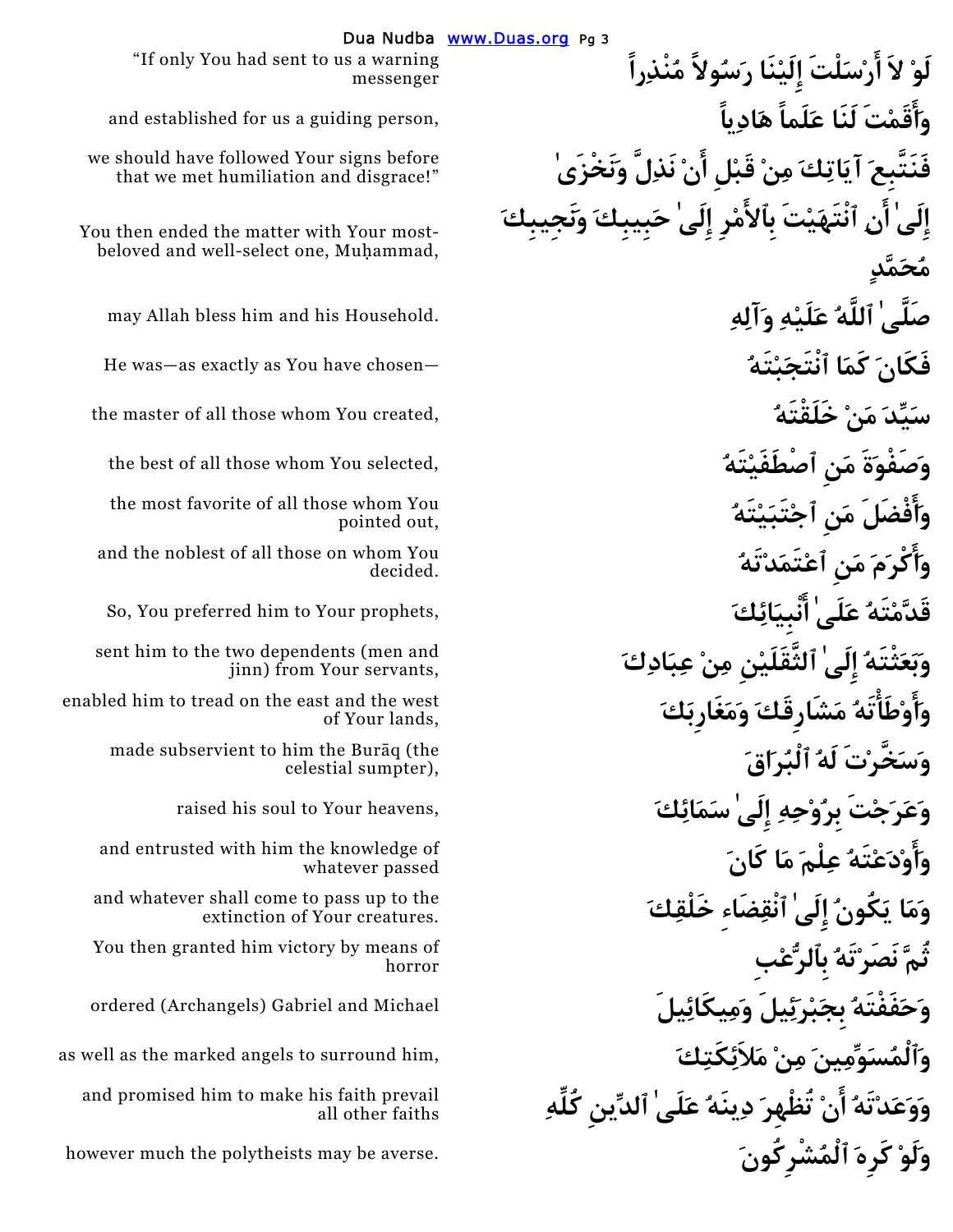لَوْ لاَ أَرْسَلْتَ إِلَيْنَا رَسُولاً مُنْذِراً

"If only You had sent to us a warning messenger

وَأَقَمْتَ لَنَا عَلَماً هَادِياً

and established for us a guiding person,

فَنَتَّبِعَ آيَاتِكَ مِنْ قَبْلِ أَنْ نَذِلَّ وَنَخْزَىٰ

we should have followed Your signs before that we met humiliation and disgrace!"

إِلَىٰ أَنِ ٱنْتَهَيْتَ بِٱلأَمْرِ إِلَىٰ حَبِيبِكَ وَنَجِيبِكَ مُحَمَّدٍ

You then ended the matter with Your most-beloved and well-select one, Muḥammad,

صَلَّىٰ ٱللَّهُ عَلَيْهِ وَآلِهِ

may Allah bless him and his Household.

فَكَانَ كَمَا ٱنْتَجَبْتَهُ

He was—as exactly as You have chosen—

سَيِّدَ مَنْ خَلَقْتَهُ

the master of all those whom You created,

وَصَفْوَةَ مَنِ ٱصْطَفَيْتَهُ

the best of all those whom You selected,

وَأَفْضَلَ مَنِ ٱجْتَبَيْتَهُ

the most favorite of all those whom You pointed out,

وَأَكْرَمَ مَنِ ٱعْتَمَدْتَهُ

and the noblest of all those on whom You decided.

قَدَّمْتَهُ عَلَىٰ أَنْبِيَائِكَ

So, You preferred him to Your prophets,

وَبَعَثْتَهُ إِلَىٰ ٱلثَّقَلَيْنِ مِنْ عِبَادِكَ

sent him to the two dependents (men and jinn) from Your servants,

وَأَوْطَأْتَهُ مَشَارِقَكَ وَمَغَارِبَكَ

enabled him to tread on the east and the west of Your lands,

وَسَخَّرْتَ لَهُ ٱلْبُرَاقَ

made subservient to him the Burāq (the celestial sumpter),

وَعَرَجْتَ بِرُوحِهِ إِلَىٰ سَمَائِكَ

raised his soul to Your heavens,

وَأَوْدَعْتَهُ عِلْمَ مَا كَانَ

and entrusted with him the knowledge of whatever passed

وَمَا يَكُونُ إِلَىٰ ٱنْقِضَاءِ خَلْقِكَ

and whatever shall come to pass up to the extinction of Your creatures.

ثُمَّ نَصَرْتَهُ بِٱلرُّعْبِ

You then granted him victory by means of horror

وَحَفَفْتَهُ بِجَبْرَئِيلَ وَمِيكَائِيلَ

ordered (Archangels) Gabriel and Michael

وَٱلْمُسَوِّمِينَ مِنْ مَلاَئِكَتِكَ

as well as the marked angels to surround him,

وَوَعَدْتَهُ أَنْ تُظْهِرَ دِينَهُ عَلَىٰ ٱلدِّينِ كُلِّهِ

and promised him to make his faith prevail all other faiths

وَلَوْ كَرِهَ ٱلْمُشْرِكُونَ

however much the polytheists may be averse.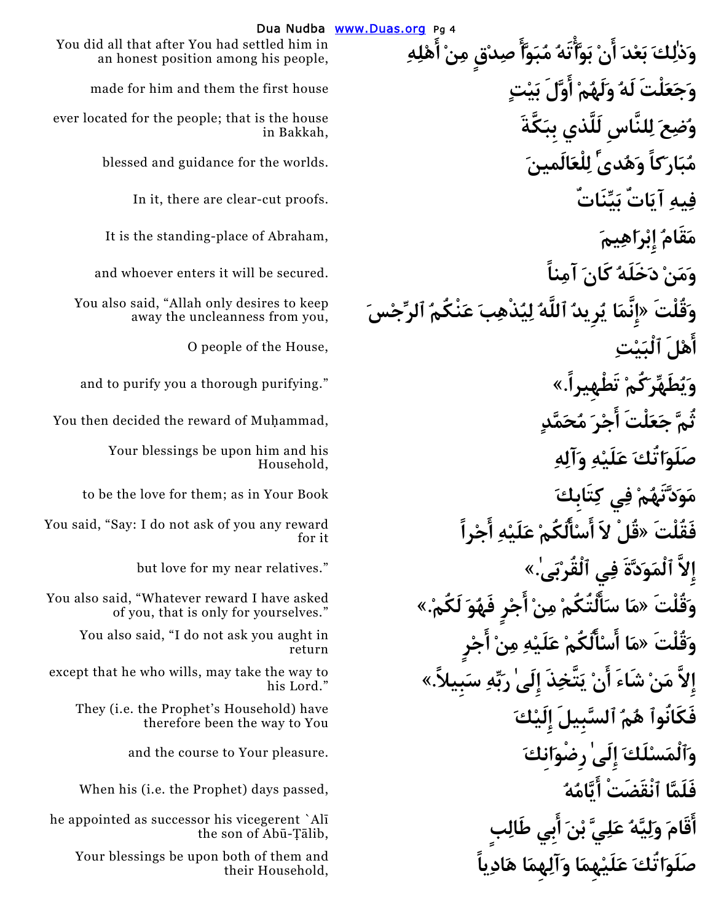وَذٰلِكَ بَعْدَ أَنْ بَوَّأْتَهُ مُبَوَّأَ صِدْقٍ مِنْ أَهْلِهِ

You did all that after You had settled him in an honest position among his people,

وَجَعَلْتَ لَهُ وَلَهُمْ أَوَّلَ بَيْتٍ

made for him and them the first house

وُضِعَ لِلنَّاسِ لَلَّذِي بِبَكَّةَ

ever located for the people; that is the house in Bakkah,

مُبَارَكاً وَهُدىً لِلْعَالَمِينَ

blessed and guidance for the worlds.

فِيهِ آيَاتٌ بَيِّنَاتٌ

In it, there are clear-cut proofs.

مَقَامُ إِبْرَاهِيمَ

It is the standing-place of Abraham,

وَمَنْ دَخَلَهُ كَانَ آمِناً

and whoever enters it will be secured.

وَقُلْتَ «إِنَّمَا يُرِيدُ ٱللَّهُ لِيُذْهِبَ عَنْكُمُ ٱلرِّجْسَ

You also said, "Allah only desires to keep away the uncleanness from you,

أَهْلَ ٱلْبَيْتِ

O people of the House,

وَيُطَهِّرَكُمْ تَطْهِيراً.»

and to purify you a thorough purifying."

ثُمَّ جَعَلْتَ أَجْرَ مُحَمَّدٍ

You then decided the reward of Muḥammad,

صَلَوَاتُكَ عَلَيْهِ وَآلِهِ

Your blessings be upon him and his Household,

مَوَدَّتَهُمْ فِي كِتَابِكَ

to be the love for them; as in Your Book

فَقُلْتَ «قُلْ لاَ أَسْأَلُكُمْ عَلَيْهِ أَجْراً

You said, "Say: I do not ask of you any reward for it

إِلاَّ ٱلْمَوَدَّةَ فِي ٱلْقُرْبَىٰ.»

but love for my near relatives."

وَقُلْتَ «مَا سَأَلْتُكُمْ مِنْ أَجْرٍ فَهُوَ لَكُمْ.»

You also said, "Whatever reward I have asked of you, that is only for yourselves."

وَقُلْتَ «مَا أَسْأَلُكُمْ عَلَيْهِ مِنْ أَجْرٍ

You also said, "I do not ask you aught in return

إِلاَّ مَنْ شَاءَ أَنْ يَتَّخِذَ إِلَىٰ رَبِّهِ سَبِيلاً.»

except that he who wills, may take the way to his Lord."

فَكَانُوا هُمُ ٱلسَّبِيلَ إِلَيْكَ

They (i.e. the Prophet's Household) have therefore been the way to You

وَٱلْمَسْلَكَ إِلَىٰ رِضْوَانِكَ

and the course to Your pleasure.

فَلَمَّا ٱنْقَضَتْ أَيَّامُهُ

When his (i.e. the Prophet) days passed,

أَقَامَ وَلِيَّهُ عَلِيَّ بْنَ أَبِي طَالِبٍ

he appointed as successor his vicegerent `Alī the son of Abū-Ṭālib,

صَلَوَاتُكَ عَلَيْهِمَا وَآلِهِمَا هَادِياً

Your blessings be upon both of them and their Household,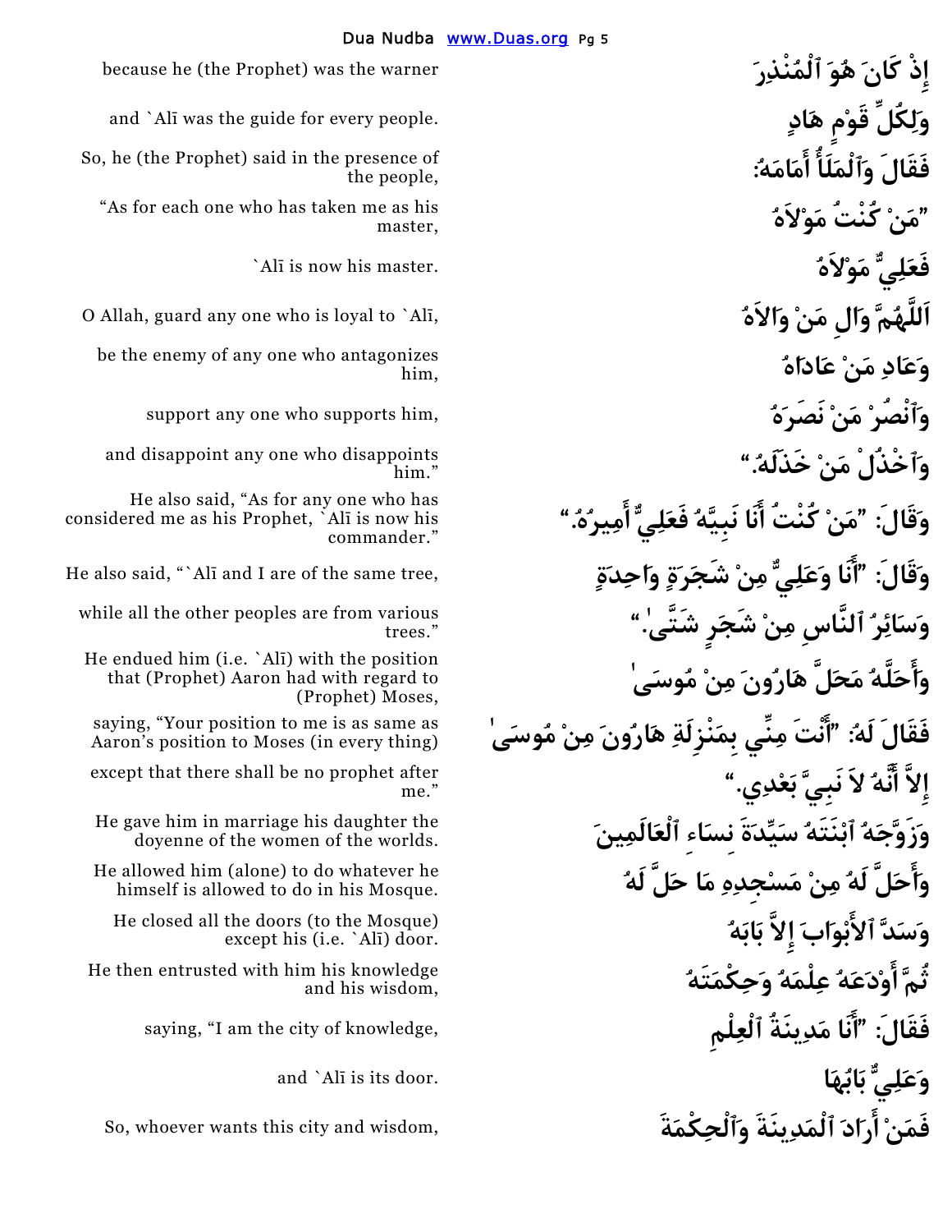| | |
|---|---|
| إِذْ كَانَ هُوَ ٱلْمُنْذِرَ | because he (the Prophet) was the warner |
| وَلِكُلِّ قَوْمٍ هَادٍ | and `Alī was the guide for every people. |
| فَقَالَ وَٱلْمَلَأُ أَمَامَهُ: | So, he (the Prophet) said in the presence of the people, |
| "مَنْ كُنْتُ مَوْلاَهُ | "As for each one who has taken me as his master, |
| فَعَلِيٌّ مَوْلاَهُ | `Alī is now his master. |
| اَللَّهُمَّ وَالِ مَنْ وَالاَهُ | O Allah, guard any one who is loyal to `Alī, |
| وَعَادِ مَنْ عَادَاهُ | be the enemy of any one who antagonizes him, |
| وَٱنْصُرْ مَنْ نَصَرَهُ | support any one who supports him, |
| وَٱخْذُلْ مَنْ خَذَلَهُ." | and disappoint any one who disappoints him." |
| وَقَالَ: "مَنْ كُنْتُ أَنَا نَبِيَّهُ فَعَلِيٌّ أَمِيرُهُ." | He also said, "As for any one who has considered me as his Prophet, `Alī is now his commander." |
| وَقَالَ: "أَنَا وَعَلِيٌّ مِنْ شَجَرَةٍ وَاحِدَةٍ | He also said, "`Alī and I are of the same tree, |
| وَسَائِرُ ٱلنَّاسِ مِنْ شَجَرٍ شَتَّىٰ." | while all the other peoples are from various trees." |
| وَأَحَلَّهُ مَحَلَّ هَارُونَ مِنْ مُوسَىٰ | He endued him (i.e. `Alī) with the position that (Prophet) Aaron had with regard to (Prophet) Moses, |
| فَقَالَ لَهُ: "أَنْتَ مِنِّي بِمَنْزِلَةِ هَارُونَ مِنْ مُوسَىٰ | saying, "Your position to me is as same as Aaron's position to Moses (in every thing) |
| إِلاَّ أَنَّهُ لاَ نَبِيَّ بَعْدِي." | except that there shall be no prophet after me." |
| وَزَوَّجَهُ ٱبْنَتَهُ سَيِّدَةَ نِسَاءِ ٱلْعَالَمِينَ | He gave him in marriage his daughter the doyenne of the women of the worlds. |
| وَأَحَلَّ لَهُ مِنْ مَسْجِدِهِ مَا حَلَّ لَهُ | He allowed him (alone) to do whatever he himself is allowed to do in his Mosque. |
| وَسَدَّ ٱلأَبْوَابَ إِلاَّ بَابَهُ | He closed all the doors (to the Mosque) except his (i.e. `Alī) door. |
| ثُمَّ أَوْدَعَهُ عِلْمَهُ وَحِكْمَتَهُ | He then entrusted with him his knowledge and his wisdom, |
| فَقَالَ: "أَنَا مَدِينَةُ ٱلْعِلْمِ | saying, "I am the city of knowledge, |
| وَعَلِيٌّ بَابُهَا | and `Alī is its door. |
| فَمَنْ أَرَادَ ٱلْمَدِينَةَ وَٱلْحِكْمَةَ | So, whoever wants this city and wisdom, |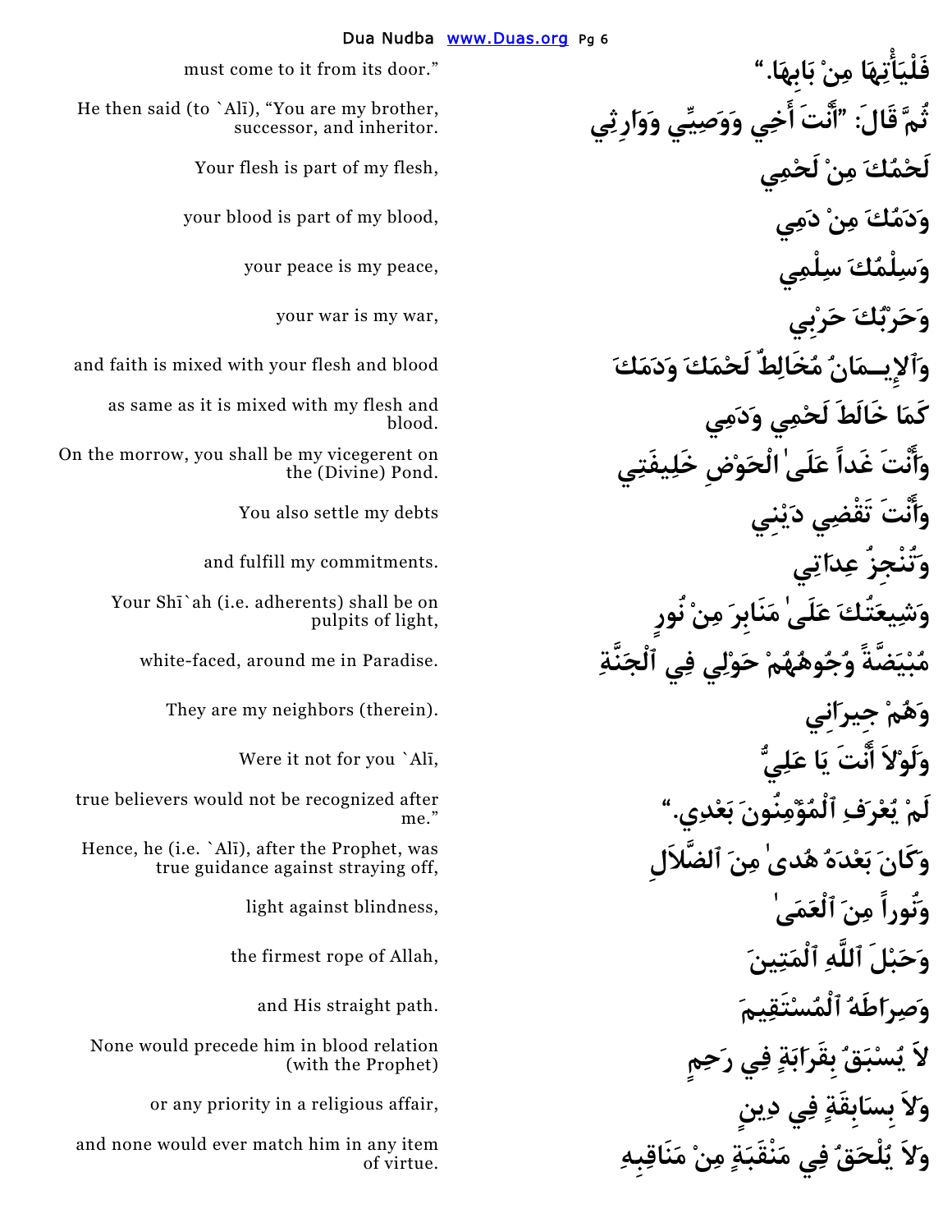| | |
|---|---|
| فَلْيَأْتِهَا مِنْ بَابِهَا." | must come to it from its door." |
| ثُمَّ قَالَ: "أَنْتَ أَخِي وَوَصِيِّي وَوَارِثِي | He then said (to `Alī), "You are my brother, successor, and inheritor. |
| لَحْمُكَ مِنْ لَحْمِي | Your flesh is part of my flesh, |
| وَدَمُكَ مِنْ دَمِي | your blood is part of my blood, |
| وَسِلْمُكَ سِلْمِي | your peace is my peace, |
| وَحَرْبُكَ حَرْبِي | your war is my war, |
| وَٱلإِيمَانُ مُخَالِطٌ لَحْمَكَ وَدَمَكَ | and faith is mixed with your flesh and blood |
| كَمَا خَالَطَ لَحْمِي وَدَمِي | as same as it is mixed with my flesh and blood. |
| وَأَنْتَ غَداً عَلَىٰ ٱلْحَوْضِ خَلِيفَتِي | On the morrow, you shall be my vicegerent on the (Divine) Pond. |
| وَأَنْتَ تَقْضِي دَيْنِي | You also settle my debts |
| وَتُنْجِزُ عِدَاتِي | and fulfill my commitments. |
| وَشِيعَتُكَ عَلَىٰ مَنَابِرَ مِنْ نُورٍ | Your Shī`ah (i.e. adherents) shall be on pulpits of light, |
| مُبْيَضَّةً وُجُوهُهُمْ حَوْلِي فِي ٱلْجَنَّةِ | white-faced, around me in Paradise. |
| وَهُمْ جِيرَانِي | They are my neighbors (therein). |
| وَلَوْلاَ أَنْتَ يَا عَلِيُّ | Were it not for you `Alī, |
| لَمْ يُعْرَفِ ٱلْمُؤْمِنُونَ بَعْدِي." | true believers would not be recognized after me." |
| وَكَانَ بَعْدَهُ هُدىً مِنَ ٱلضَّلاَلِ | Hence, he (i.e. `Alī), after the Prophet, was true guidance against straying off, |
| وَنُوراً مِنَ ٱلْعَمَىٰ | light against blindness, |
| وَحَبْلَ ٱللَّهِ ٱلْمَتِينَ | the firmest rope of Allah, |
| وَصِرَاطَهُ ٱلْمُسْتَقِيمَ | and His straight path. |
| لاَ يُسْبَقُ بِقَرَابَةٍ فِي رَحِمٍ | None would precede him in blood relation (with the Prophet) |
| وَلاَ بِسَابِقَةٍ فِي دِينٍ | or any priority in a religious affair, |
| وَلاَ يُلْحَقُ فِي مَنْقَبَةٍ مِنْ مَنَاقِبِهِ | and none would ever match him in any item of virtue. |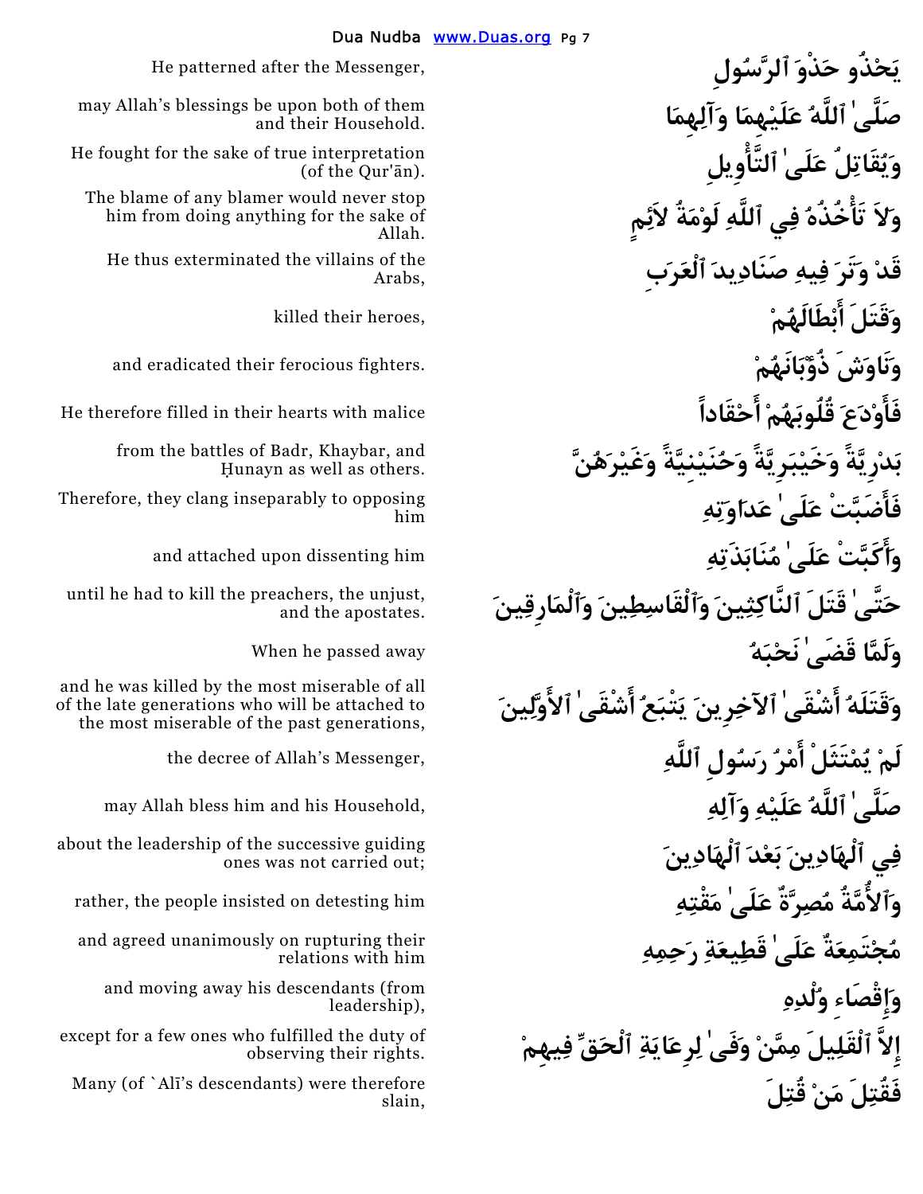| | |
|---|---|
| He patterned after the Messenger, | يَحْذُو حَذْوَ ٱلرَّسُولِ |
| may Allah's blessings be upon both of them and their Household. | صَلَّىٰ ٱللَّهُ عَلَيْهِمَا وَآلِهِمَا |
| He fought for the sake of true interpretation (of the Qur'ān). | وَيُقَاتِلُ عَلَىٰ ٱلتَّأْوِيلِ |
| The blame of any blamer would never stop him from doing anything for the sake of Allah. | وَلاَ تَأْخُذُهُ فِي ٱللَّهِ لَوْمَةُ لاَئِمٍ |
| He thus exterminated the villains of the Arabs, | قَدْ وَتَرَ فِيهِ صَنَادِيدَ ٱلْعَرَبِ |
| killed their heroes, | وَقَتَلَ أَبْطَالَهُمْ |
| and eradicated their ferocious fighters. | وَنَاوَشَ ذُؤْبَانَهُمْ |
| He therefore filled in their hearts with malice | فَأَوْدَعَ قُلُوبَهُمْ أَحْقَاداً |
| from the battles of Badr, Khaybar, and Ḥunayn as well as others. | بَدْرِيَّةً وَخَيْبَرِيَّةً وَحُنَيْنِيَّةً وَغَيْرَهُنَّ |
| Therefore, they clang inseparably to opposing him | فَأَضَبَّتْ عَلَىٰ عَدَاوَتِهِ |
| and attached upon dissenting him | وَأَكَبَّتْ عَلَىٰ مُنَابَذَتِهِ |
| until he had to kill the preachers, the unjust, and the apostates. | حَتَّىٰ قَتَلَ ٱلنَّاكِثِينَ وَٱلْقَاسِطِينَ وَٱلْمَارِقِينَ |
| When he passed away | وَلَمَّا قَضَىٰ نَحْبَهُ |
| and he was killed by the most miserable of all of the late generations who will be attached to the most miserable of the past generations, | وَقَتَلَهُ أَشْقَىٰ ٱلآخِرِينَ يَتْبَعُ أَشْقَىٰ ٱلأَوَّلِينَ |
| the decree of Allah's Messenger, | لَمْ يُمْتَثَلْ أَمْرُ رَسُولِ ٱللَّهِ |
| may Allah bless him and his Household, | صَلَّىٰ ٱللَّهُ عَلَيْهِ وَآلِهِ |
| about the leadership of the successive guiding ones was not carried out; | فِي ٱلْهَادِينَ بَعْدَ ٱلْهَادِينَ |
| rather, the people insisted on detesting him | وَٱلأُمَّةُ مُصِرَّةٌ عَلَىٰ مَقْتِهِ |
| and agreed unanimously on rupturing their relations with him | مُجْتَمِعَةٌ عَلَىٰ قَطِيعَةِ رَحِمِهِ |
| and moving away his descendants (from leadership), | وَإِقْصَاءِ وُلْدِهِ |
| except for a few ones who fulfilled the duty of observing their rights. | إِلاَّ ٱلْقَلِيلَ مِمَّنْ وَفَىٰ لِرِعَايَةِ ٱلْحَقِّ فِيهِمْ |
| Many (of `Alī's descendants) were therefore slain, | فَقُتِلَ مَنْ قُتِلَ |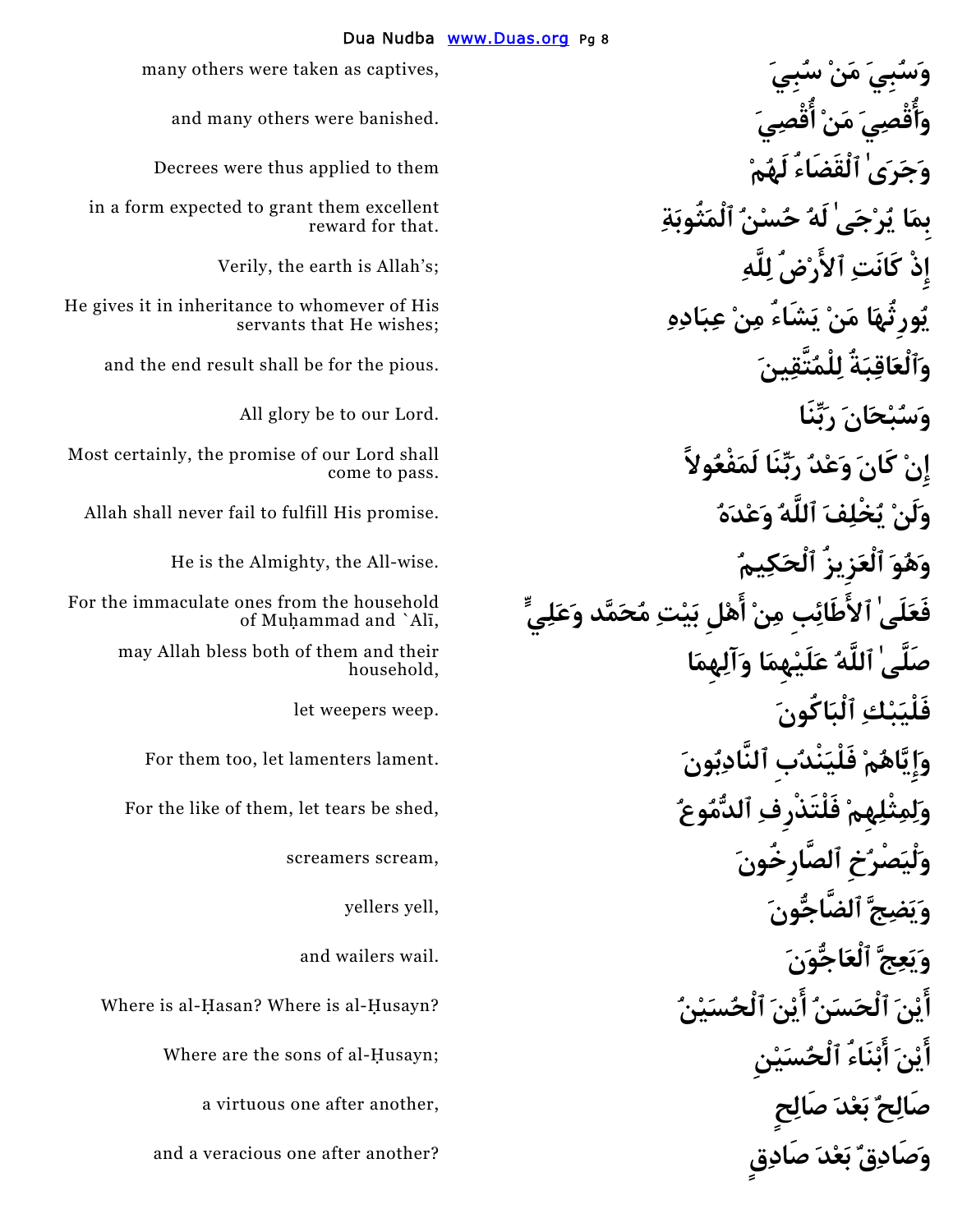| | |
|---|---|
| many others were taken as captives, | وَسُبِيَ مَنْ سُبِيَ |
| and many others were banished. | وَأُقْصِيَ مَنْ أُقْصِيَ |
| Decrees were thus applied to them | وَجَرَىٰ ٱلْقَضَاءُ لَهُمْ |
| in a form expected to grant them excellent reward for that. | بِمَا يُرْجَىٰ لَهُ حُسْنُ ٱلْمَثُوبَةِ |
| Verily, the earth is Allah's; | إِذْ كَانَتِ ٱلأَرْضُ لِلَّهِ |
| He gives it in inheritance to whomever of His servants that He wishes; | يُورِثُهَا مَنْ يَشَاءُ مِنْ عِبَادِهِ |
| and the end result shall be for the pious. | وَٱلْعَاقِبَةُ لِلْمُتَّقِينَ |
| All glory be to our Lord. | وَسُبْحَانَ رَبِّنَا |
| Most certainly, the promise of our Lord shall come to pass. | إِنْ كَانَ وَعْدُ رَبِّنَا لَمَفْعُولاً |
| Allah shall never fail to fulfill His promise. | وَلَنْ يُخْلِفَ ٱللَّهُ وَعْدَهُ |
| He is the Almighty, the All-wise. | وَهُوَ ٱلْعَزِيزُ ٱلْحَكِيمُ |
| For the immaculate ones from the household of Muḥammad and `Alī, | فَعَلَىٰ ٱلأَطَائِبِ مِنْ أَهْلِ بَيْتِ مُحَمَّد وَعَلِيٍّ |
| may Allah bless both of them and their household, | صَلَّىٰ ٱللَّهُ عَلَيْهِمَا وَآلِهِمَا |
| let weepers weep. | فَلْيَبْكِ ٱلْبَاكُونَ |
| For them too, let lamenters lament. | وَإِيَّاهُمْ فَلْيَنْدُبِ ٱلنَّادِبُونَ |
| For the like of them, let tears be shed, | وَلِمِثْلِهِمْ فَلْتَذْرِفِ ٱلدُّمُوعُ |
| screamers scream, | وَلْيَصْرُخِ ٱلصَّارِخُونَ |
| yellers yell, | وَيَضِجَّ ٱلضَّاجُّونَ |
| and wailers wail. | وَيَعِجَّ ٱلْعَاجُّوَنَ |
| Where is al-Ḥasan? Where is al-Ḥusayn? | أَيْنَ ٱلْحَسَنُ أَيْنَ ٱلْحُسَيْنُ |
| Where are the sons of al-Ḥusayn; | أَيْنَ أَبْنَاءُ ٱلْحُسَيْنِ |
| a virtuous one after another, | صَالِحٌ بَعْدَ صَالِحٍ |
| and a veracious one after another? | وَصَادِقٌ بَعْدَ صَادِقٍ |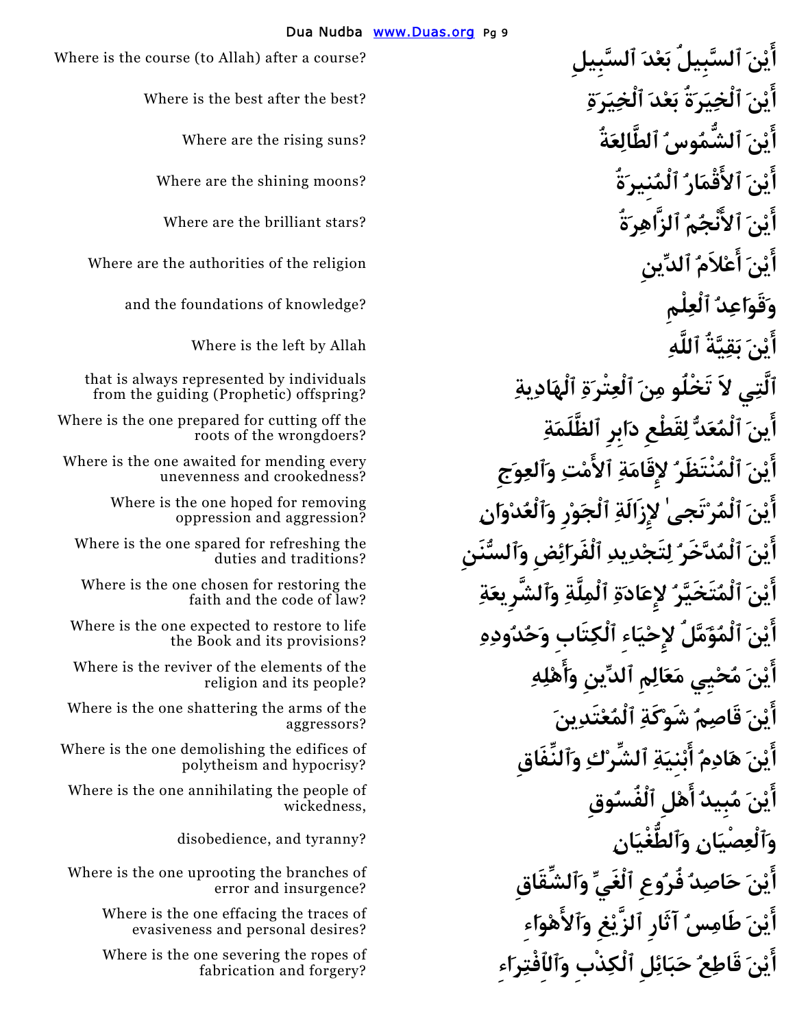| | |
|---|---|
| أَيْنَ ٱلسَّبِيلُ بَعْدَ ٱلسَّبِيلِ | Where is the course (to Allah) after a course? |
| أَيْنَ ٱلْخِيَرَةُ بَعْدَ ٱلْخِيَرَةِ | Where is the best after the best? |
| أَيْنَ ٱلشُّمُوسُ ٱلطَّالِعَةُ | Where are the rising suns? |
| أَيْنَ ٱلأَقْمَارُ ٱلْمُنِيرَةُ | Where are the shining moons? |
| أَيْنَ ٱلأَنْجُمُ ٱلزَّاهِرَةُ | Where are the brilliant stars? |
| أَيْنَ أَعْلاَمُ ٱلدِّينِ | Where are the authorities of the religion |
| وَقَوَاعِدُ ٱلْعِلْمِ | and the foundations of knowledge? |
| أَيْنَ بَقِيَّةُ ٱللَّهِ | Where is the left by Allah |
| ٱلَّتِي لاَ تَخْلُو مِنَ ٱلْعِتْرَةِ ٱلْهَادِيَةِ | that is always represented by individuals from the guiding (Prophetic) offspring? |
| أَيْنَ ٱلْمُعَدُّ لِقَطْعِ دَابِرِ ٱلظَّلَمَةِ | Where is the one prepared for cutting off the roots of the wrongdoers? |
| أَيْنَ ٱلْمُنْتَظَرُ لإِقَامَةِ ٱلأَمْتِ وَٱلْعِوَجِ | Where is the one awaited for mending every unevenness and crookedness? |
| أَيْنَ ٱلْمُرْتَجىٰ لإِزَالَةِ ٱلْجَوْرِ وَٱلْعُدْوَانِ | Where is the one hoped for removing oppression and aggression? |
| أَيْنَ ٱلْمُدَّخَرُ لِتَجْدِيدِ ٱلْفَرَائِضِ وَٱلسُّنَنِ | Where is the one spared for refreshing the duties and traditions? |
| أَيْنَ ٱلْمُتَخَيَّرُ لإِعَادَةِ ٱلْمِلَّةِ وَٱلشَّرِيعَةِ | Where is the one chosen for restoring the faith and the code of law? |
| أَيْنَ ٱلْمُؤَمَّلُ لإِحْيَاءِ ٱلْكِتَابِ وَحُدُودِهِ | Where is the one expected to restore to life the Book and its provisions? |
| أَيْنَ مُحْيِي مَعَالِمِ ٱلدِّينِ وَأَهْلِهِ | Where is the reviver of the elements of the religion and its people? |
| أَيْنَ قَاصِمُ شَوْكَةِ ٱلْمُعْتَدِينَ | Where is the one shattering the arms of the aggressors? |
| أَيْنَ هَادِمُ أَبْنِيَةِ ٱلشِّرْكِ وَٱلنِّفَاقِ | Where is the one demolishing the edifices of polytheism and hypocrisy? |
| أَيْنَ مُبِيدُ أَهْلِ ٱلْفُسُوقِ | Where is the one annihilating the people of wickedness, |
| وَٱلْعِصْيَانِ وَٱلطُّغْيَانِ | disobedience, and tyranny? |
| أَيْنَ حَاصِدُ فُرُوعِ ٱلْغَيِّ وَٱلشِّقَاقِ | Where is the one uprooting the branches of error and insurgence? |
| أَيْنَ طَامِسُ آثَارِ ٱلزَّيْغِ وَٱلأَهْوَاءِ | Where is the one effacing the traces of evasiveness and personal desires? |
| أَيْنَ قَاطِعُ حَبَائِلِ ٱلْكِذْبِ وَٱلاِفْتِرَاءِ | Where is the one severing the ropes of fabrication and forgery? |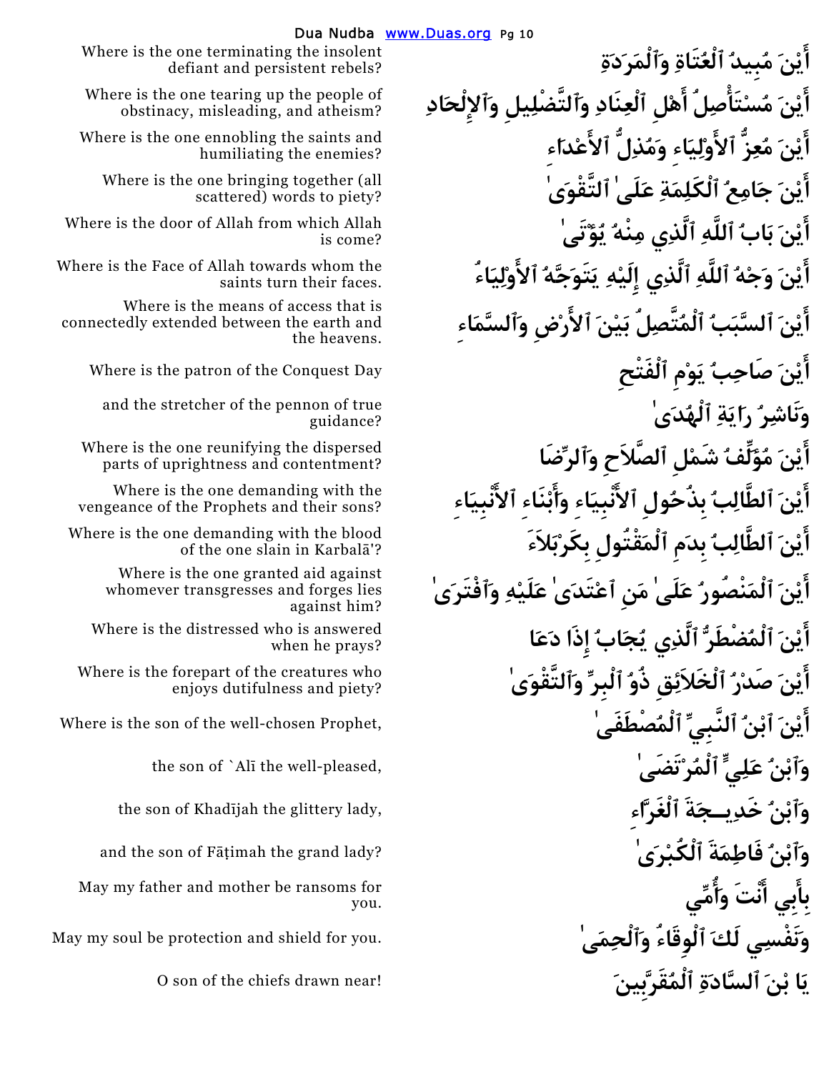أَيْنَ مُبِيدُ ٱلْعُتَاةِ وَٱلْمَرَدَةِ

Where is the one terminating the insolent defiant and persistent rebels?

أَيْنَ مُسْتَأْصِلُ أَهْلِ ٱلْعِنَادِ وَٱلتَّضْلِيلِ وَٱلإِلْحَادِ

Where is the one tearing up the people of obstinacy, misleading, and atheism?

أَيْنَ مُعِزُّ ٱلأَوْلِيَاءِ وَمُذِلُّ ٱلأَعْدَاءِ

Where is the one ennobling the saints and humiliating the enemies?

أَيْنَ جَامِعُ ٱلْكَلِمَةِ عَلَىٰ ٱلتَّقْوَىٰ

Where is the one bringing together (all scattered) words to piety?

أَيْنَ بَابُ ٱللَّهِ ٱلَّذِي مِنْهُ يُؤْتَىٰ

Where is the door of Allah from which Allah is come?

أَيْنَ وَجْهُ ٱللَّهِ ٱلَّذِي إِلَيْهِ يَتَوَجَّهُ ٱلأَوْلِيَاءُ

Where is the Face of Allah towards whom the saints turn their faces.

أَيْنَ ٱلسَّبَبُ ٱلْمُتَّصِلُ بَيْنَ ٱلأَرْضِ وَٱلسَّمَاءِ

Where is the means of access that is connectedly extended between the earth and the heavens.

أَيْنَ صَاحِبُ يَوْمِ ٱلْفَتْحِ

Where is the patron of the Conquest Day

وَنَاشِرُ رَايَةِ ٱلْهُدَىٰ

and the stretcher of the pennon of true guidance?

أَيْنَ مُؤَلِّفُ شَمْلِ ٱلصَّلاَحِ وَٱلرِّضَا

Where is the one reunifying the dispersed parts of uprightness and contentment?

أَيْنَ ٱلطَّالِبُ بِذُحُولِ ٱلأَنْبِيَاءِ وَأَبْنَاءِ ٱلأَنْبِيَاءِ

Where is the one demanding with the vengeance of the Prophets and their sons?

أَيْنَ ٱلطَّالِبُ بِدَمِ ٱلْمَقْتُولِ بِكَرْبَلاَءَ

Where is the one demanding with the blood of the one slain in Karbalā'?

أَيْنَ ٱلْمَنْصُورُ عَلَىٰ مَنِ ٱعْتَدَىٰ عَلَيْهِ وَٱفْتَرَىٰ

Where is the one granted aid against whomever transgresses and forges lies against him?

أَيْنَ ٱلْمُضْطَرُّ ٱلَّذِي يُجَابُ إِذَا دَعَا

Where is the distressed who is answered when he prays?

أَيْنَ صَدْرُ ٱلْخَلاَئِقِ ذُو ٱلْبِرِّ وَٱلتَّقْوَىٰ

Where is the forepart of the creatures who enjoys dutifulness and piety?

أَيْنَ ٱبْنُ ٱلنَّبِيِّ ٱلْمُصْطَفَىٰ

Where is the son of the well-chosen Prophet,

وَٱبْنُ عَلِيٍّ ٱلْمُرْتَضَىٰ

the son of `Alī the well-pleased,

وَٱبْنُ خَدِيجَةَ ٱلْغَرَّاءِ

the son of Khadījah the glittery lady,

وَٱبْنُ فَاطِمَةَ ٱلْكُبْرَىٰ

and the son of Fāṭimah the grand lady?

بِأَبِي أَنْتَ وَأُمِّي

May my father and mother be ransoms for you.

وَنَفْسِي لَكَ ٱلْوِقَاءُ وَٱلْحِمَىٰ

May my soul be protection and shield for you.

يَا بْنَ ٱلسَّادَةِ ٱلْمُقَرَّبِينَ

O son of the chiefs drawn near!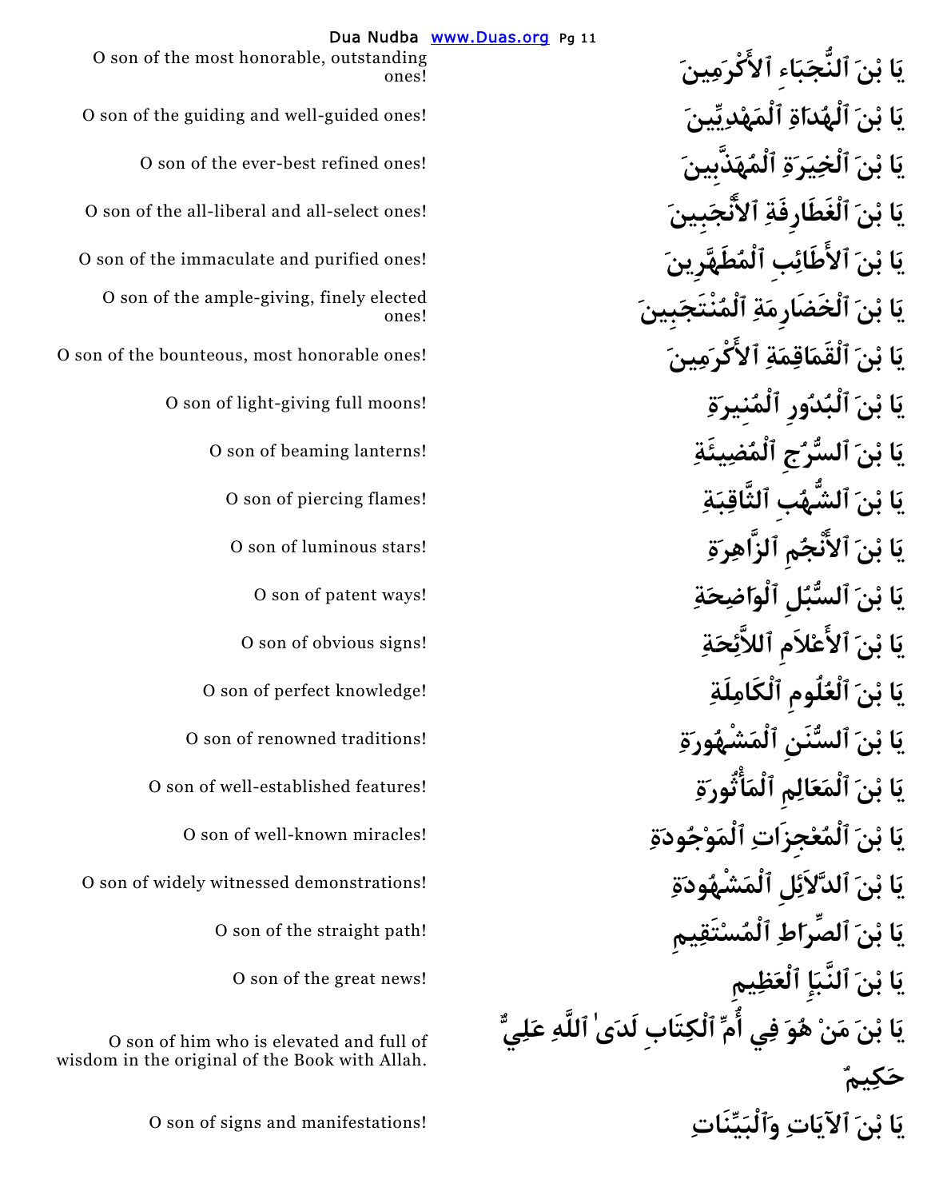يَا بْنَ ٱلنُّجَبَاءِ ٱلأَكْرَمِينَ

O son of the most honorable, outstanding ones!

يَا بْنَ ٱلْهُدَاةِ ٱلْمَهْدِيِّينَ

O son of the guiding and well-guided ones!

يَا بْنَ ٱلْخِيَرَةِ ٱلْمُهَذَّبِينَ

O son of the ever-best refined ones!

يَا بْنَ ٱلْغَطَارِفَةِ ٱلأَنْجَبِينَ

O son of the all-liberal and all-select ones!

يَا بْنَ ٱلأَطَائِبِ ٱلْمُطَهَّرِينَ

O son of the immaculate and purified ones!

يَا بْنَ ٱلْخَضَارِمَةِ ٱلْمُنْتَجَبِينَ

O son of the ample-giving, finely elected ones!

يَا بْنَ ٱلْقَمَاقِمَةِ ٱلأَكْرَمِينَ

O son of the bounteous, most honorable ones!

يَا بْنَ ٱلْبُدُورِ ٱلْمُنِيرَةِ

O son of light-giving full moons!

يَا بْنَ ٱلسُّرُجِ ٱلْمُضِيئَةِ

O son of beaming lanterns!

يَا بْنَ ٱلشُّهُبِ ٱلثَّاقِبَةِ

O son of piercing flames!

يَا بْنَ ٱلأَنْجُمِ ٱلزَّاهِرَةِ

O son of luminous stars!

يَا بْنَ ٱلسُّبُلِ ٱلْوَاضِحَةِ

O son of patent ways!

يَا بْنَ ٱلأَعْلاَمِ ٱللاَّئِحَةِ

O son of obvious signs!

يَا بْنَ ٱلْعُلُومِ ٱلْكَامِلَةِ

O son of perfect knowledge!

يَا بْنَ ٱلسُّنَنِ ٱلْمَشْهُورَةِ

O son of renowned traditions!

يَا بْنَ ٱلْمَعَالِمِ ٱلْمَأْثُورَةِ

O son of well-established features!

يَا بْنَ ٱلْمُعْجِزَاتِ ٱلْمَوْجُودَةِ

O son of well-known miracles!

يَا بْنَ ٱلدَّلاَئِلِ ٱلْمَشْهُودَةِ

O son of widely witnessed demonstrations!

يَا بْنَ ٱلصِّرَاطِ ٱلْمُسْتَقِيمِ

O son of the straight path!

يَا بْنَ ٱلنَّبَإِ ٱلْعَظِيمِ

O son of the great news!

يَا بْنَ مَنْ هُوَ فِي أُمِّ ٱلْكِتَابِ لَدَىٰ ٱللَّهِ عَلِيٌّ حَكِيمٌ

O son of him who is elevated and full of wisdom in the original of the Book with Allah.

يَا بْنَ ٱلآيَاتِ وَٱلْبَيِّنَاتِ

O son of signs and manifestations!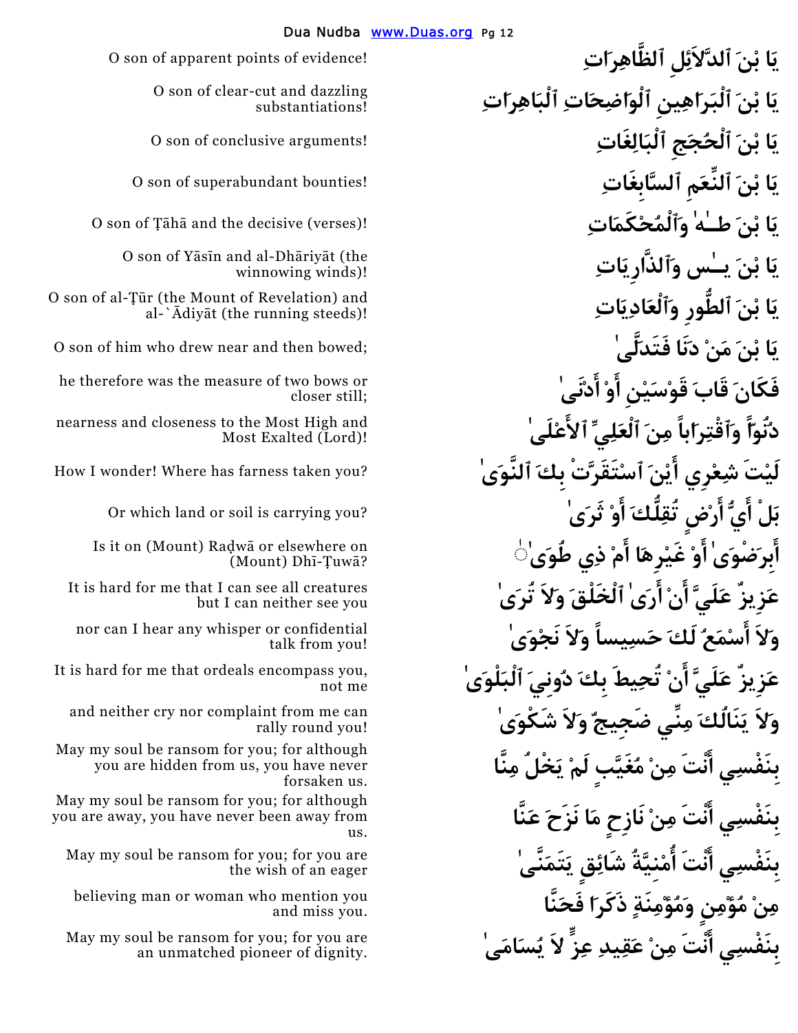| | |
|---|---|
| يَا بْنَ ٱلدَّلاَئِلِ ٱلظَّاهِرَاتِ | O son of apparent points of evidence! |
| يَا بْنَ ٱلْبَرَاهِينِ ٱلْوَاضِحَاتِ ٱلْبَاهِرَاتِ | O son of clear-cut and dazzling substantiations! |
| يَا بْنَ ٱلْحُجَجِ ٱلْبَالِغَاتِ | O son of conclusive arguments! |
| يَا بْنَ ٱلنِّعَمِ ٱلسَّابِغَاتِ | O son of superabundant bounties! |
| يَا بْنَ طٰـهٰ وَٱلْمُحْكَمَاتِ | O son of Ṭāhā and the decisive (verses)! |
| يَا بْنَ يٰـس وَٱلذَّارِيَاتِ | O son of Yāsīn and al-Dhāriyāt (the winnowing winds)! |
| يَا بْنَ ٱلطُّورِ وَٱلْعَادِيَاتِ | O son of al-Ṭūr (the Mount of Revelation) and al-\`Ādiyāt (the running steeds)! |
| يَا بْنَ مَنْ دَنَا فَتَدَلَّىٰ | O son of him who drew near and then bowed; |
| فَكَانَ قَابَ قَوْسَيْنِ أَوْ أَدْنَىٰ | he therefore was the measure of two bows or closer still; |
| دُنُوّاً وَٱقْتِرَاباً مِنَ ٱلْعَلِيِّ ٱلأَعْلَىٰ | nearness and closeness to the Most High and Most Exalted (Lord)! |
| لَيْتَ شِعْرِي أَيْنَ ٱسْتَقَرَّتْ بِكَ ٱلنَّوَىٰ | How I wonder! Where has farness taken you? |
| بَلْ أَيُّ أَرْضٍ تُقِلُّكَ أَوْ ثَرَىٰ | Or which land or soil is carrying you? |
| أَبِرَضْوَىٰ أَوْ غَيْرِهَا أَمْ ذِي طُوَىٰ | Is it on (Mount) Raḍwā or elsewhere on (Mount) Dhī-Ṭuwā? |
| عَزِيزٌ عَلَيَّ أَنْ أَرَىٰ ٱلْخَلْقَ وَلاَ تُرَىٰ | It is hard for me that I can see all creatures but I can neither see you |
| وَلاَ أَسْمَعُ لَكَ حَسِيساً وَلاَ نَجْوَىٰ | nor can I hear any whisper or confidential talk from you! |
| عَزِيزٌ عَلَيَّ أَنْ تُحِيطَ بِكَ دُونِيَ ٱلْبَلْوَىٰ | It is hard for me that ordeals encompass you, not me |
| وَلاَ يَنَالُكَ مِنِّي ضَجِيجٌ وَلاَ شَكْوَىٰ | and neither cry nor complaint from me can rally round you! |
| بِنَفْسِي أَنْتَ مِنْ مُغَيَّبٍ لَمْ يَخْلُ مِنَّا | May my soul be ransom for you; for although you are hidden from us, you have never forsaken us. |
| بِنَفْسِي أَنْتَ مِنْ نَازِحٍ مَا نَزَحَ عَنَّا | May my soul be ransom for you; for although you are away, you have never been away from us. |
| بِنَفْسِي أَنْتَ أُمْنِيَّةُ شَائِقٍ يَتَمَنَّىٰ | May my soul be ransom for you; for you are the wish of an eager |
| مِنْ مُؤْمِنٍ وَمُؤْمِنَةٍ ذَكَرَا فَحَنَّا | believing man or woman who mention you and miss you. |
| بِنَفْسِي أَنْتَ مِنْ عَقِيدِ عِزٍّ لاَ يُسَامَىٰ | May my soul be ransom for you; for you are an unmatched pioneer of dignity. |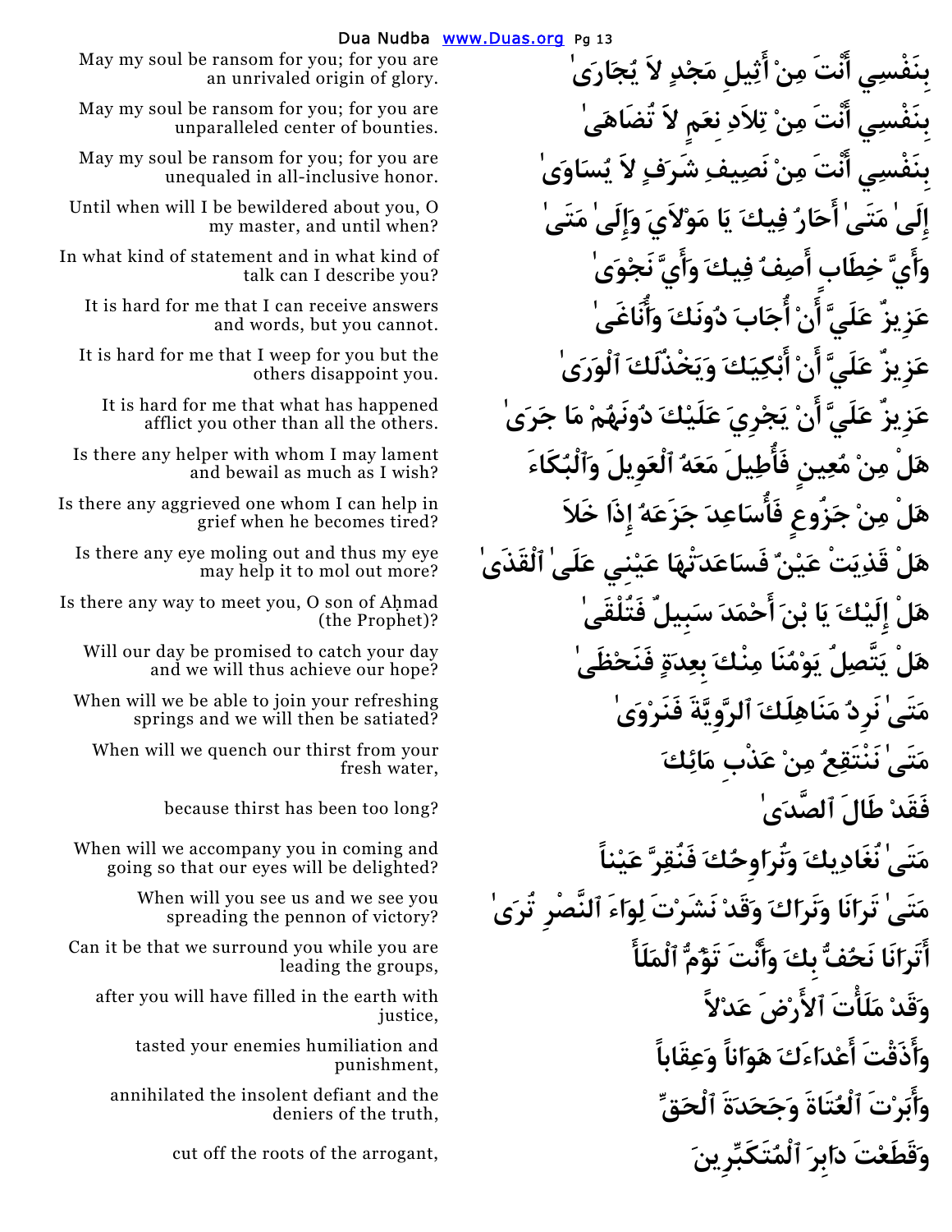بِنَفْسِي أَنْتَ مِنْ أَثِيلِ مَجْدٍ لاَ يُجَارَىٰ

May my soul be ransom for you; for you are an unrivaled origin of glory.

بِنَفْسِي أَنْتَ مِنْ تِلاَدِ نِعَمٍ لاَ تُضَاهَىٰ

May my soul be ransom for you; for you are unparalleled center of bounties.

بِنَفْسِي أَنْتَ مِنْ نَصِيفِ شَرَفٍ لاَ يُسَاوَىٰ

May my soul be ransom for you; for you are unequaled in all-inclusive honor.

إِلَىٰ مَتَىٰ أَحَارُ فِيكَ يَا مَوْلاَيَ وَإِلَىٰ مَتَىٰ

Until when will I be bewildered about you, O my master, and until when?

وَأَيَّ خِطَابٍ أَصِفُ فِيكَ وَأَيَّ نَجْوَىٰ

In what kind of statement and in what kind of talk can I describe you?

عَزِيزٌ عَلَيَّ أَنْ أُجَابَ دُونَكَ وَأُنَاغَىٰ

It is hard for me that I can receive answers and words, but you cannot.

عَزِيزٌ عَلَيَّ أَنْ أَبْكِيَكَ وَيَخْذُلَكَ ٱلْوَرَىٰ

It is hard for me that I weep for you but the others disappoint you.

عَزِيزٌ عَلَيَّ أَنْ يَجْرِيَ عَلَيْكَ دُونَهُمْ مَا جَرَىٰ

It is hard for me that what has happened afflict you other than all the others.

هَلْ مِنْ مُعِينٍ فَأُطِيلَ مَعَهُ ٱلْعَوِيلَ وَٱلْبُكَاءَ

Is there any helper with whom I may lament and bewail as much as I wish?

هَلْ مِنْ جَزُوعٍ فَأُسَاعِدَ جَزَعَهُ إِذَا خَلاَ

Is there any aggrieved one whom I can help in grief when he becomes tired?

هَلْ قَذِيَتْ عَيْنٌ فَسَاعَدَتْهَا عَيْنِي عَلَىٰ ٱلْقَذَىٰ

Is there any eye moling out and thus my eye may help it to mol out more?

هَلْ إِلَيْكَ يَا بْنَ أَحْمَدَ سَبِيلٌ فَتُلْقَىٰ

Is there any way to meet you, O son of Aḥmad (the Prophet)?

هَلْ يَتَّصِلُ يَوْمُنَا مِنْكَ بِعِدَةٍ فَنَحْظَىٰ

Will our day be promised to catch your day and we will thus achieve our hope?

مَتَىٰ نَرِدُ مَنَاهِلَكَ ٱلرَّوِيَّةَ فَنَرْوَىٰ

When will we be able to join your refreshing springs and we will then be satiated?

مَتَىٰ نَنْتَقِعُ مِنْ عَذْبِ مَائِكَ

When will we quench our thirst from your fresh water,

فَقَدْ طَالَ ٱلصَّدَىٰ

because thirst has been too long?

مَتَىٰ نُغَادِيكَ وَنُرَاوِحُكَ فَنُقِرَّ عَيْناً

When will we accompany you in coming and going so that our eyes will be delighted?

مَتَىٰ تَرَانَا وَنَرَاكَ وَقَدْ نَشَرْتَ لِوَاءَ ٱلنَّصْرِ تُرَىٰ

When will you see us and we see you spreading the pennon of victory?

أَتَرَانَا نَحُفُّ بِكَ وَأَنْتَ تَؤُمُّ ٱلْمَلَأَ

Can it be that we surround you while you are leading the groups,

وَقَدْ مَلَأْتَ ٱلأَرْضَ عَدْلاً

after you will have filled in the earth with justice,

وَأَذَقْتَ أَعْدَاءَكَ هَوَاناً وَعِقَاباً

tasted your enemies humiliation and punishment,

وَأَبَرْتَ ٱلْعُتَاةَ وَجَحَدَةَ ٱلْحَقِّ

annihilated the insolent defiant and the deniers of the truth,

وَقَطَعْتَ دَابِرَ ٱلْمُتَكَبِّرِينَ

cut off the roots of the arrogant,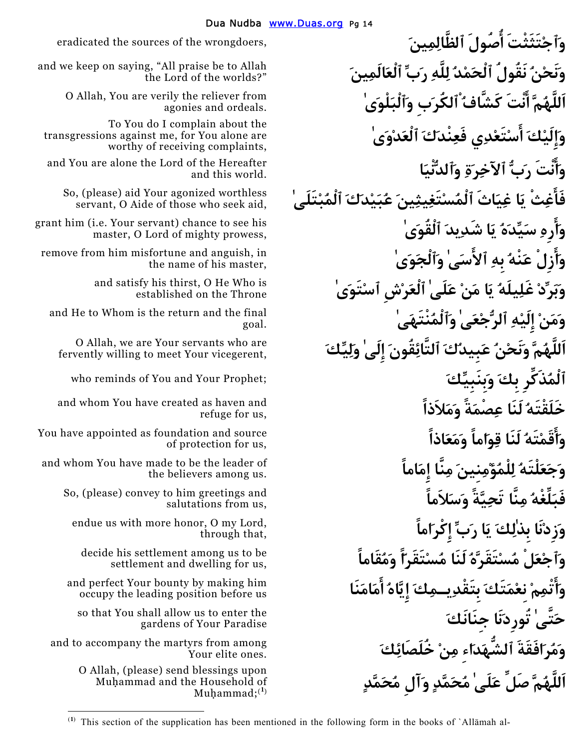وَٱجْتَثَثْتَ أُصُولَ ٱلظَّالِمِينَ

eradicated the sources of the wrongdoers,

وَنَحْنُ نَقُولُ ٱلْحَمْدُ لِلَّهِ رَبِّ ٱلْعَالَمِينَ

and we keep on saying, "All praise be to Allah the Lord of the worlds?"

اَللَّهُمَّ أَنْتَ كَشَّافُ ٱلْكُرَبِ وَٱلْبَلْوَىٰ

O Allah, You are verily the reliever from agonies and ordeals.

وَإِلَيْكَ أَسْتَعْدِي فَعِنْدَكَ ٱلْعَدْوَىٰ

To You do I complain about the transgressions against me, for You alone are worthy of receiving complaints,

وَأَنْتَ رَبُّ ٱلآخِرَةِ وَٱلدُّنْيَا

and You are alone the Lord of the Hereafter and this world.

فَأَغِثْ يَا غِيَاثَ ٱلْمُسْتَغِيثِينَ عُبَيْدَكَ ٱلْمُبْتَلَىٰ

So, (please) aid Your agonized worthless servant, O Aide of those who seek aid,

وَأَرِهِ سَيِّدَهُ يَا شَدِيدَ ٱلْقُوَىٰ

grant him (i.e. Your servant) chance to see his master, O Lord of mighty prowess,

وَأَزِلْ عَنْهُ بِهِ ٱلأَسَىٰ وَٱلْجَوَىٰ

remove from him misfortune and anguish, in the name of his master,

وَبَرِّدْ غَلِيلَهُ يَا مَنْ عَلَىٰ ٱلْعَرْشِ ٱسْتَوَىٰ

and satisfy his thirst, O He Who is established on the Throne

وَمَنْ إِلَيْهِ ٱلرُّجْعَىٰ وَٱلْمُنْتَهَىٰ

and He to Whom is the return and the final goal.

اَللَّهُمَّ وَنَحْنُ عَبِيدُكَ ٱلتَّائِقُونَ إِلَىٰ وَلِيِّكَ

O Allah, we are Your servants who are fervently willing to meet Your vicegerent,

ٱلْمُذَكِّرِ بِكَ وَبِنَبِيِّكَ

who reminds of You and Your Prophet;

خَلَقْتَهُ لَنَا عِصْمَةً وَمَلاَذاً

and whom You have created as haven and refuge for us,

وَأَقَمْتَهُ لَنَا قِوَاماً وَمَعَاذاً

You have appointed as foundation and source of protection for us,

وَجَعَلْتَهُ لِلْمُؤْمِنِينَ مِنَّا إِمَاماً

and whom You have made to be the leader of the believers among us.

فَبَلِّغْهُ مِنَّا تَحِيَّةً وَسَلاَماً

So, (please) convey to him greetings and salutations from us,

وَزِدْنَا بِذٰلِكَ يَا رَبِّ إِكْرَاماً

endue us with more honor, O my Lord, through that,

وَٱجْعَلْ مُسْتَقَرَّهُ لَنَا مُسْتَقَرّاً وَمُقَاماً

decide his settlement among us to be settlement and dwelling for us,

وَأَتْمِمْ نِعْمَتَكَ بِتَقْدِيمِكَ إِيَّاهُ أَمَامَنَا

and perfect Your bounty by making him occupy the leading position before us

حَتَّىٰ تُورِدَنَا جِنَانَكَ

so that You shall allow us to enter the gardens of Your Paradise

وَمُرَافَقَةَ ٱلشُّهَدَاءِ مِنْ خُلَصَائِكَ

and to accompany the martyrs from among Your elite ones.

اَللَّهُمَّ صَلِّ عَلَىٰ مُحَمَّدٍ وَآلِ مُحَمَّدٍ

O Allah, (please) send blessings upon Muḥammad and the Household of Muḥammad;[1]

---

[1] This section of the supplication has been mentioned in the following form in the books of `Allāmah al-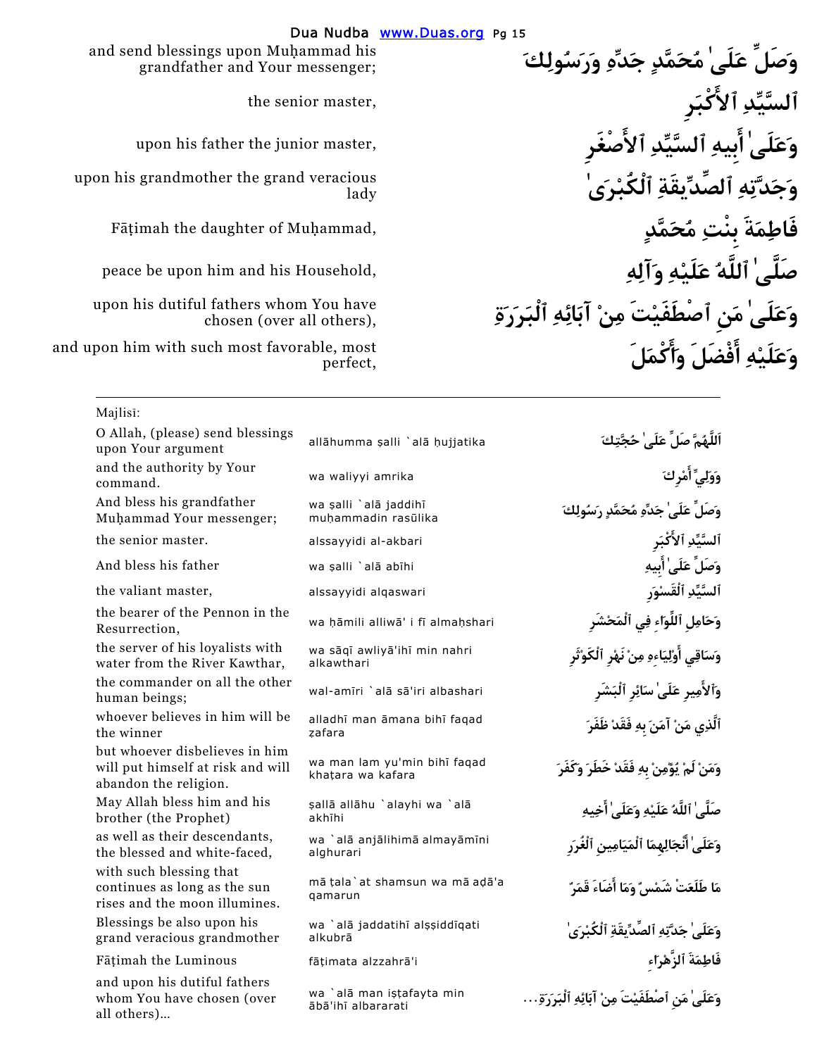| | |
|---|---|
| and send blessings upon Muḥammad his grandfather and Your messenger; | وَصَلِّ عَلَىٰ مُحَمَّدٍ جَدِّهِ وَرَسُولِكَ |
| the senior master, | ٱلسَّيِّدِ ٱلأَكْبَرِ |
| upon his father the junior master, | وَعَلَىٰ أَبِيهِ ٱلسَّيِّدِ ٱلأَصْغَرِ |
| upon his grandmother the grand veracious lady | وَجَدَّتِهِ ٱلصِّدِّيقَةِ ٱلْكُبْرَىٰ |
| Fāṭimah the daughter of Muḥammad, | فَاطِمَةَ بِنْتِ مُحَمَّدٍ |
| peace be upon him and his Household, | صَلَّىٰ ٱللَّهُ عَلَيْهِ وَآلِهِ |
| upon his dutiful fathers whom You have chosen (over all others), | وَعَلَىٰ مَنِ ٱصْطَفَيْتَ مِنْ آبَائِهِ ٱلْبَرَرَةِ |
| and upon him with such most favorable, most perfect, | وَعَلَيْهِ أَفْضَلَ وَأَكْمَلَ |

---

Majlisī:

| | | |
|---|---|---|
| O Allah, (please) send blessings upon Your argument | allāhumma ṣalli `alā ḥujjatika | اَللَّهُمَّ صَلِّ عَلَىٰ حُجَّتِكَ |
| and the authority by Your command. | wa waliyyi amrika | وَوَلِيِّ أَمْرِكَ |
| And bless his grandfather Muḥammad Your messenger; | wa ṣalli `alā jaddihī muḥammadin rasūlika | وَصَلِّ عَلَىٰ جَدِّهِ مُحَمَّدٍ رَسُولِكَ |
| the senior master. | alssayyidi al-akbari | ٱلسَّيِّدِ ٱلأَكْبَرِ |
| And bless his father | wa ṣalli `alā abīhi | وَصَلِّ عَلَىٰ أَبِيهِ |
| the valiant master, | alssayyidi alqaswari | ٱلسَّيِّدِ ٱلْقَسْوَرِ |
| the bearer of the Pennon in the Resurrection, | wa ḥāmili alliwā' i fī almaḥshari | وَحَامِلِ ٱللِّوَاءِ فِي ٱلْمَحْشَرِ |
| the server of his loyalists with water from the River Kawthar, | wa sāqī awliyā'ihī min nahri alkawthari | وَسَاقِي أَوْلِيَاءِهِ مِنْ نَهْرِ ٱلْكَوْثَرِ |
| the commander on all the other human beings; | wal-amīri `alā sā'iri albashari | وَٱلأَمِيرِ عَلَىٰ سَائِرِ ٱلْبَشَرِ |
| whoever believes in him will be the winner | alladhī man āmana bihī faqad ẓafara | ٱلَّذِي مَنْ آمَنَ بِهِ فَقَدْ ظَفَرَ |
| but whoever disbelieves in him will put himself at risk and will abandon the religion. | wa man lam yu'min bihī faqad khaṭara wa kafara | وَمَنْ لَمْ يُؤْمِنْ بِهِ فَقَدْ خَطَرَ وَكَفَرَ |
| May Allah bless him and his brother (the Prophet) | ṣallā allāhu `alayhi wa `alā akhīhi | صَلَّىٰ ٱللَّهُ عَلَيْهِ وَعَلَىٰ أَخِيهِ |
| as well as their descendants, the blessed and white-faced, | wa `alā anjālihimā almayāmīni alghurari | وَعَلَىٰ أَنْجَالِهِمَا ٱلْمَيَامِينِ ٱلْغُرَرِ |
| with such blessing that continues as long as the sun rises and the moon illumines. | mā ṭala`at shamsun wa mā aḍā'a qamarun | مَا طَلَعَتْ شَمْسٌ وَمَا أَضَاءَ قَمَرٌ |
| Blessings be also upon his grand veracious grandmother | wa `alā jaddatihī alṣṣiddīqati alkubrā | وَعَلَىٰ جَدَّتِهِ ٱلصِّدِّيقَةِ ٱلْكُبْرَىٰ |
| Fāṭimah the Luminous | fāṭimata alzzahrā'i | فَاطِمَةَ ٱلزَّهْرَاءِ |
| and upon his dutiful fathers whom You have chosen (over all others)... | wa `alā man iṣṭafayta min ābā'ihī albararati | وَعَلَىٰ مَنِ ٱصْطَفَيْتَ مِنْ آبَائِهِ ٱلْبَرَرَةِ... |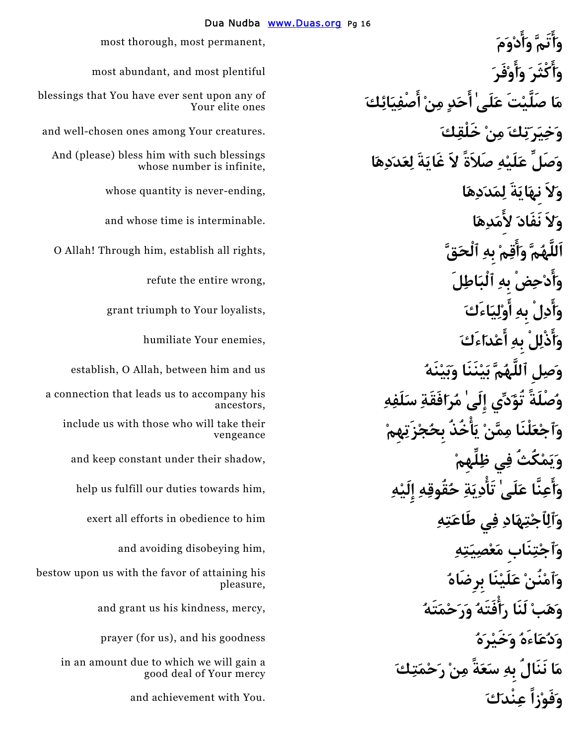| | |
|---|---|
| وَأَتَمَّ وَأَدْوَمَ | most thorough, most permanent, |
| وَأَكْثَرَ وَأَوْفَرَ | most abundant, and most plentiful |
| مَا صَلَّيْتَ عَلَىٰ أَحَدٍ مِنْ أَصْفِيَائِكَ | blessings that You have ever sent upon any of Your elite ones |
| وَخِيَرَتِكَ مِنْ خَلْقِكَ | and well-chosen ones among Your creatures. |
| وَصَلِّ عَلَيْهِ صَلاَةً لاَ غَايَةَ لِعَدَدِهَا | And (please) bless him with such blessings whose number is infinite, |
| وَلاَ نِهَايَةَ لِمَدَدِهَا | whose quantity is never-ending, |
| وَلاَ نَفَادَ لأَمَدِهَا | and whose time is interminable. |
| اَللَّهُمَّ وَأَقِمْ بِهِ ٱلْحَقَّ | O Allah! Through him, establish all rights, |
| وَأَدْحِضْ بِهِ ٱلْبَاطِلَ | refute the entire wrong, |
| وَأَدِلْ بِهِ أَوْلِيَاءَكَ | grant triumph to Your loyalists, |
| وَأَذْلِلْ بِهِ أَعْدَاءَكَ | humiliate Your enemies, |
| وَصِلِ ٱللَّهُمَّ بَيْنَنَا وَبَيْنَهُ | establish, O Allah, between him and us |
| وُصْلَةً تُؤَدِّي إِلَىٰ مُرَافَقَةِ سَلَفِهِ | a connection that leads us to accompany his ancestors, |
| وَٱجْعَلْنَا مِمَّنْ يَأْخُذُ بِحُجْزَتِهِمْ | include us with those who will take their vengeance |
| وَيَمْكُثُ فِي ظِلِّهِمْ | and keep constant under their shadow, |
| وَأَعِنَّا عَلَىٰ تَأْدِيَةِ حُقُوقِهِ إِلَيْهِ | help us fulfill our duties towards him, |
| وَٱلِٱجْتِهَادِ فِي طَاعَتِهِ | exert all efforts in obedience to him |
| وَٱجْتِنَابِ مَعْصِيَتِهِ | and avoiding disobeying him, |
| وَٱمْنُنْ عَلَيْنَا بِرِضَاهُ | bestow upon us with the favor of attaining his pleasure, |
| وَهَبْ لَنَا رَأْفَتَهُ وَرَحْمَتَهُ | and grant us his kindness, mercy, |
| وَدُعَاءَهُ وَخَيْرَهُ | prayer (for us), and his goodness |
| مَا نَنَالُ بِهِ سَعَةً مِنْ رَحْمَتِكَ | in an amount due to which we will gain a good deal of Your mercy |
| وَفَوْزاً عِنْدَكَ | and achievement with You. |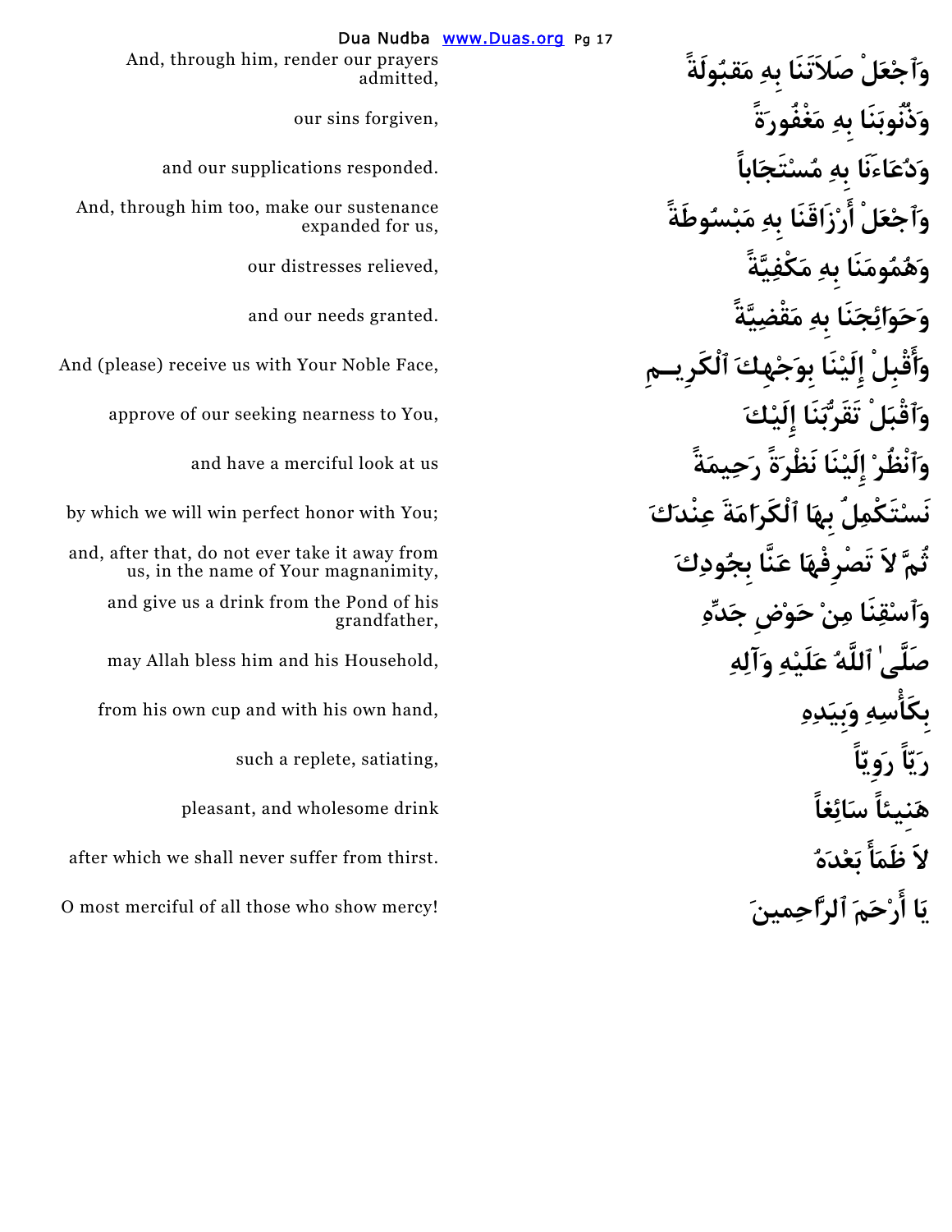| | |
|---|---|
| And, through him, render our prayers admitted, | وَٱجْعَلْ صَلاَتَنَا بِهِ مَقبُولَةً |
| our sins forgiven, | وَذُنُوبَنَا بِهِ مَغْفُورَةً |
| and our supplications responded. | وَدُعَاءَنَا بِهِ مُسْتَجَاباً |
| And, through him too, make our sustenance expanded for us, | وَٱجْعَلْ أَرْزَاقَنَا بِهِ مَبْسُوطَةً |
| our distresses relieved, | وَهُمُومَنَا بِهِ مَكْفِيَّةً |
| and our needs granted. | وَحَوَائِجَنَا بِهِ مَقْضِيَّةً |
| And (please) receive us with Your Noble Face, | وَأَقْبِلْ إِلَيْنَا بِوَجْهِكَ ٱلْكَرِيمِ |
| approve of our seeking nearness to You, | وَٱقْبَلْ تَقَرُّبَنَا إِلَيْكَ |
| and have a merciful look at us | وَٱنْظُرْ إِلَيْنَا نَظْرَةً رَحِيمَةً |
| by which we will win perfect honor with You; | نَسْتَكْمِلُ بِهَا ٱلْكَرَامَةَ عِنْدَكَ |
| and, after that, do not ever take it away from us, in the name of Your magnanimity, | ثُمَّ لاَ تَصْرِفْهَا عَنَّا بِجُودِكَ |
| and give us a drink from the Pond of his grandfather, | وَٱسْقِنَا مِنْ حَوْضِ جَدِّهِ |
| may Allah bless him and his Household, | صَلَّىٰ ٱللَّهُ عَلَيْهِ وَآلِهِ |
| from his own cup and with his own hand, | بِكَأْسِهِ وَبِيَدِهِ |
| such a replete, satiating, | رَيّاً رَوِيّاً |
| pleasant, and wholesome drink | هَنِيئاً سَائِغاً |
| after which we shall never suffer from thirst. | لاَ ظَمَأَ بَعْدَهُ |
| O most merciful of all those who show mercy! | يَا أَرْحَمَ ٱلرَّاحِمِينَ |